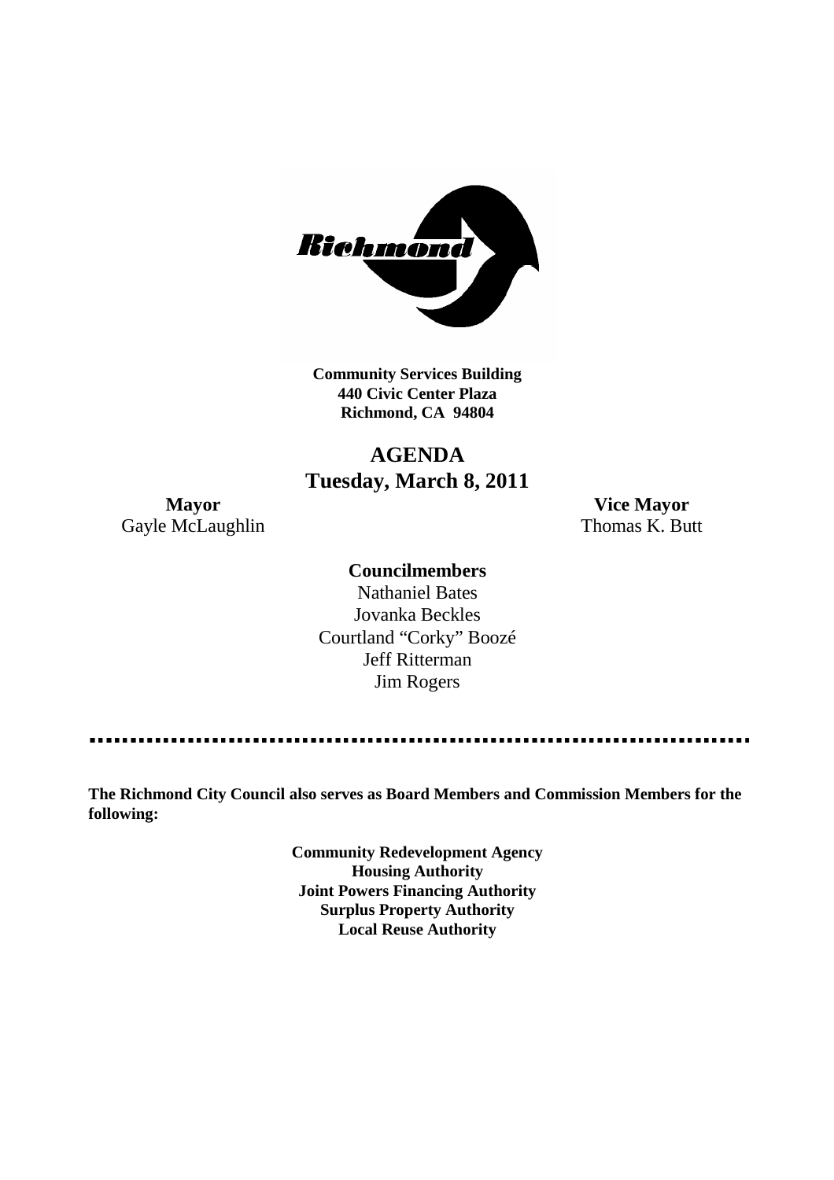**Community Services Building**
**440 Civic Center Plaza**
**Richmond, CA 94804**

# AGENDA
## Tuesday, March 8, 2011

**Mayor**
Gayle McLaughlin

**Vice Mayor**
Thomas K. Butt

**Councilmembers**
Nathaniel Bates
Jovanka Beckles
Courtland "Corky" Boozé
Jeff Ritterman
Jim Rogers

---

**The Richmond City Council also serves as Board Members and Commission Members for the following:**

**Community Redevelopment Agency**
**Housing Authority**
**Joint Powers Financing Authority**
**Surplus Property Authority**
**Local Reuse Authority**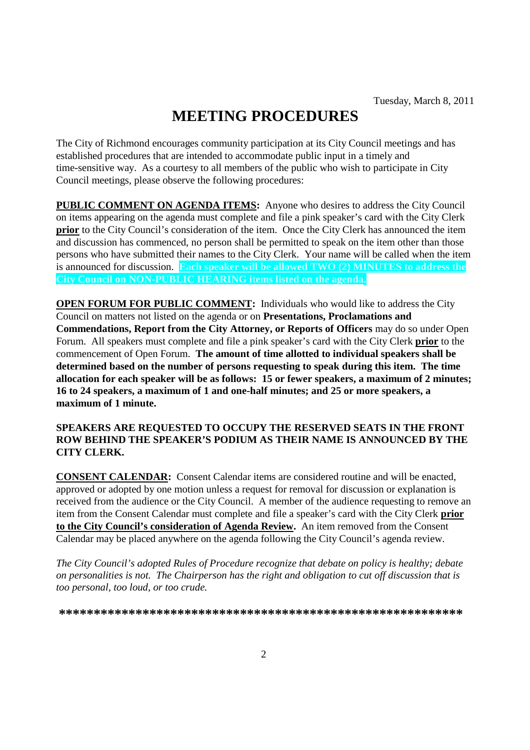Tuesday, March 8, 2011

# MEETING PROCEDURES

The City of Richmond encourages community participation at its City Council meetings and has established procedures that are intended to accommodate public input in a timely and time-sensitive way. As a courtesy to all members of the public who wish to participate in City Council meetings, please observe the following procedures:

**PUBLIC COMMENT ON AGENDA ITEMS:** Anyone who desires to address the City Council on items appearing on the agenda must complete and file a pink speaker's card with the City Clerk **prior** to the City Council's consideration of the item. Once the City Clerk has announced the item and discussion has commenced, no person shall be permitted to speak on the item other than those persons who have submitted their names to the City Clerk. Your name will be called when the item is announced for discussion. **Each speaker will be allowed TWO (2) MINUTES to address the City Council on NON-PUBLIC HEARING items listed on the agenda.**

**OPEN FORUM FOR PUBLIC COMMENT:** Individuals who would like to address the City Council on matters not listed on the agenda or on **Presentations, Proclamations and Commendations, Report from the City Attorney, or Reports of Officers** may do so under Open Forum. All speakers must complete and file a pink speaker's card with the City Clerk **prior** to the commencement of Open Forum. **The amount of time allotted to individual speakers shall be determined based on the number of persons requesting to speak during this item. The time allocation for each speaker will be as follows: 15 or fewer speakers, a maximum of 2 minutes; 16 to 24 speakers, a maximum of 1 and one-half minutes; and 25 or more speakers, a maximum of 1 minute.**

**SPEAKERS ARE REQUESTED TO OCCUPY THE RESERVED SEATS IN THE FRONT ROW BEHIND THE SPEAKER'S PODIUM AS THEIR NAME IS ANNOUNCED BY THE CITY CLERK.**

**CONSENT CALENDAR:** Consent Calendar items are considered routine and will be enacted, approved or adopted by one motion unless a request for removal for discussion or explanation is received from the audience or the City Council. A member of the audience requesting to remove an item from the Consent Calendar must complete and file a speaker's card with the City Clerk **prior to the City Council's consideration of Agenda Review.** An item removed from the Consent Calendar may be placed anywhere on the agenda following the City Council's agenda review.

*The City Council's adopted Rules of Procedure recognize that debate on policy is healthy; debate on personalities is not. The Chairperson has the right and obligation to cut off discussion that is too personal, too loud, or too crude.*

**\*\*\*\*\*\*\*\*\*\*\*\*\*\*\*\*\*\*\*\*\*\*\*\*\*\*\*\*\*\*\*\*\*\*\*\*\*\*\*\*\*\*\*\*\*\*\*\*\*\*\*\*\*\*\*\*\*\***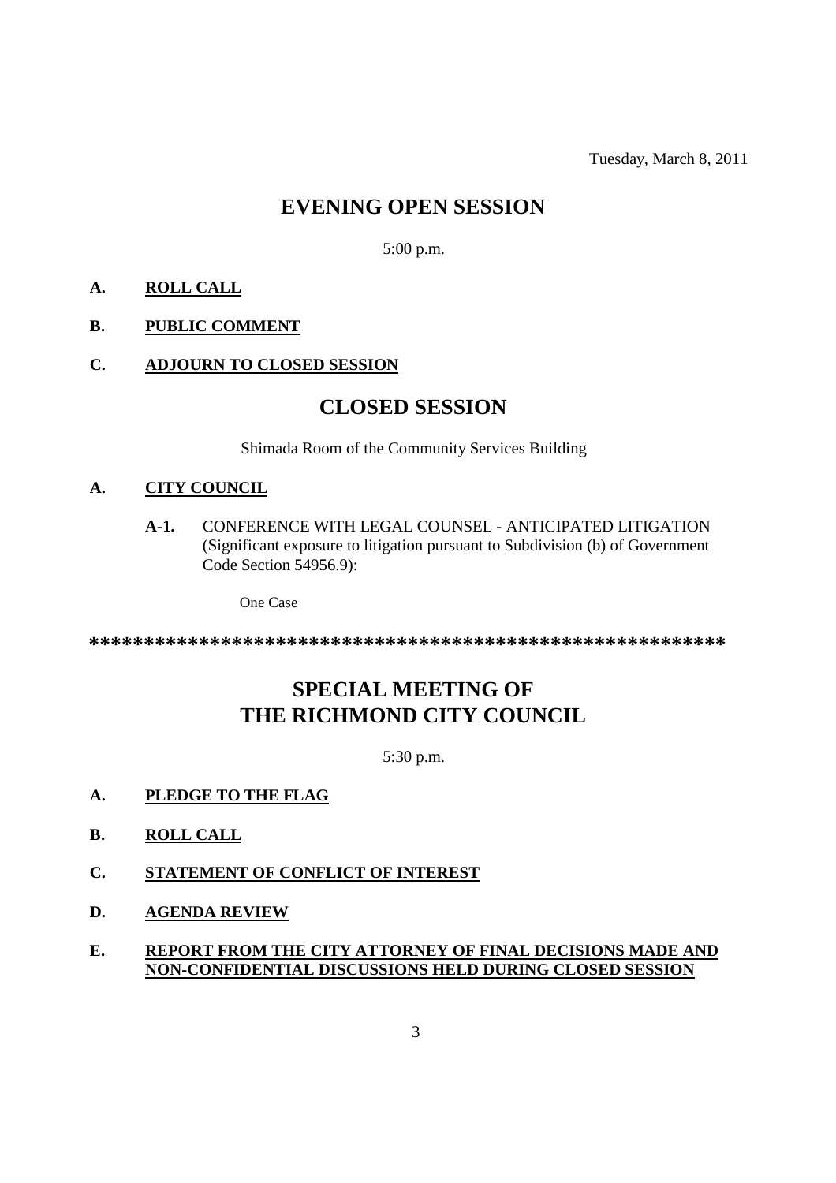Tuesday, March 8, 2011

# EVENING OPEN SESSION

5:00 p.m.

**A. ROLL CALL**

**B. PUBLIC COMMENT**

**C. ADJOURN TO CLOSED SESSION**

# CLOSED SESSION

Shimada Room of the Community Services Building

**A. CITY COUNCIL**

**A-1.** CONFERENCE WITH LEGAL COUNSEL - ANTICIPATED LITIGATION (Significant exposure to litigation pursuant to Subdivision (b) of Government Code Section 54956.9):

One Case

************************************************************

# SPECIAL MEETING OF THE RICHMOND CITY COUNCIL

5:30 p.m.

**A. PLEDGE TO THE FLAG**

**B. ROLL CALL**

**C. STATEMENT OF CONFLICT OF INTEREST**

**D. AGENDA REVIEW**

**E. REPORT FROM THE CITY ATTORNEY OF FINAL DECISIONS MADE AND NON-CONFIDENTIAL DISCUSSIONS HELD DURING CLOSED SESSION**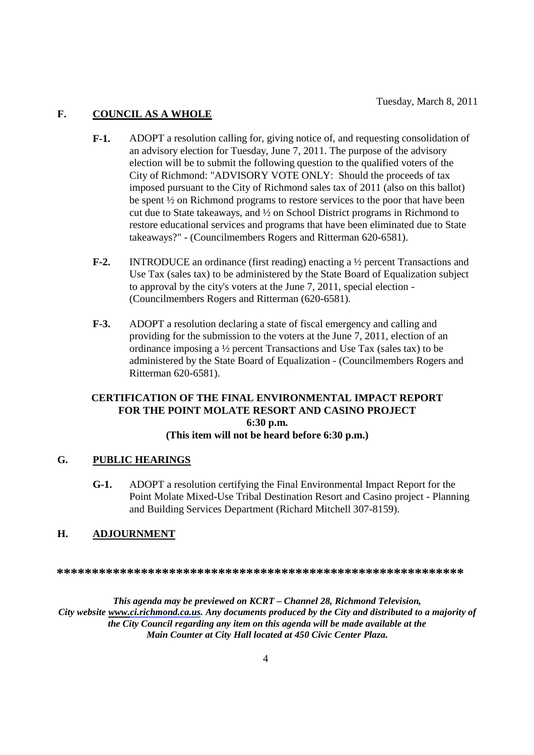Tuesday, March 8, 2011

## F. COUNCIL AS A WHOLE

**F-1.** ADOPT a resolution calling for, giving notice of, and requesting consolidation of an advisory election for Tuesday, June 7, 2011. The purpose of the advisory election will be to submit the following question to the qualified voters of the City of Richmond: "ADVISORY VOTE ONLY: Should the proceeds of tax imposed pursuant to the City of Richmond sales tax of 2011 (also on this ballot) be spent ½ on Richmond programs to restore services to the poor that have been cut due to State takeaways, and ½ on School District programs in Richmond to restore educational services and programs that have been eliminated due to State takeaways?" - (Councilmembers Rogers and Ritterman 620-6581).

**F-2.** INTRODUCE an ordinance (first reading) enacting a ½ percent Transactions and Use Tax (sales tax) to be administered by the State Board of Equalization subject to approval by the city's voters at the June 7, 2011, special election - (Councilmembers Rogers and Ritterman (620-6581).

**F-3.** ADOPT a resolution declaring a state of fiscal emergency and calling and providing for the submission to the voters at the June 7, 2011, election of an ordinance imposing a ½ percent Transactions and Use Tax (sales tax) to be administered by the State Board of Equalization - (Councilmembers Rogers and Ritterman 620-6581).

**CERTIFICATION OF THE FINAL ENVIRONMENTAL IMPACT REPORT FOR THE POINT MOLATE RESORT AND CASINO PROJECT**
**6:30 p.m.**
**(This item will not be heard before 6:30 p.m.)**

## G. PUBLIC HEARINGS

**G-1.** ADOPT a resolution certifying the Final Environmental Impact Report for the Point Molate Mixed-Use Tribal Destination Resort and Casino project - Planning and Building Services Department (Richard Mitchell 307-8159).

## H. ADJOURNMENT

**************************************************************

***This agenda may be previewed on KCRT – Channel 28, Richmond Television, City website www.ci.richmond.ca.us. Any documents produced by the City and distributed to a majority of the City Council regarding any item on this agenda will be made available at the Main Counter at City Hall located at 450 Civic Center Plaza.***